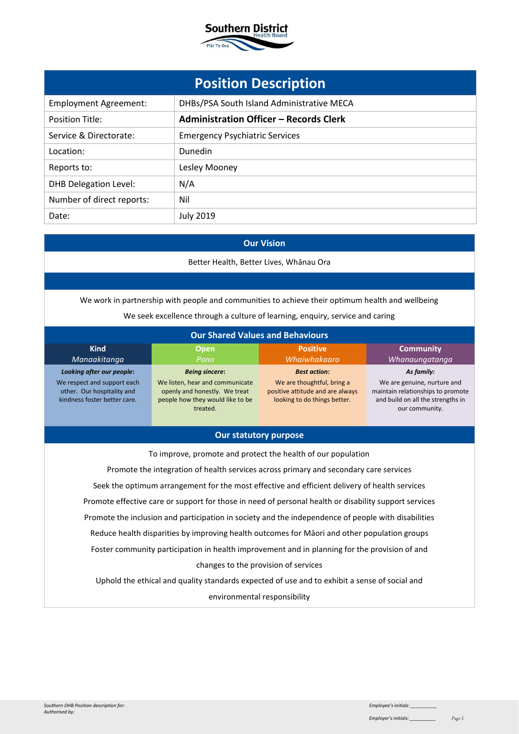Southern District Health Board
Piki Te Ora

# Position Description

| | |
|---|---|
| Employment Agreement: | DHBs/PSA South Island Administrative MECA |
| Position Title: | **Administration Officer – Records Clerk** |
| Service & Directorate: | Emergency Psychiatric Services |
| Location: | Dunedin |
| Reports to: | Lesley Mooney |
| DHB Delegation Level: | N/A |
| Number of direct reports: | Nil |
| Date: | July 2019 |

## Our Vision

Better Health, Better Lives, Whānau Ora

We work in partnership with people and communities to achieve their optimum health and wellbeing

We seek excellence through a culture of learning, enquiry, service and caring

## Our Shared Values and Behaviours

| Kind<br>*Manaakitanga* | Open<br>*Pono* | Positive<br>*Whaiwhakaaro* | Community<br>*Whanaungatanga* |
|---|---|---|---|
| ***Looking after our people:***<br>We respect and support each other. Our hospitality and kindness foster better care. | ***Being sincere:***<br>We listen, hear and communicate openly and honestly. We treat people how they would like to be treated. | ***Best action:***<br>We are thoughtful, bring a positive attitude and are always looking to do things better. | ***As family:***<br>We are genuine, nurture and maintain relationships to promote and build on all the strengths in our community. |

## Our statutory purpose

To improve, promote and protect the health of our population

Promote the integration of health services across primary and secondary care services

Seek the optimum arrangement for the most effective and efficient delivery of health services

Promote effective care or support for those in need of personal health or disability support services

Promote the inclusion and participation in society and the independence of people with disabilities

Reduce health disparities by improving health outcomes for Māori and other population groups

Foster community participation in health improvement and in planning for the provision of and changes to the provision of services

Uphold the ethical and quality standards expected of use and to exhibit a sense of social and environmental responsibility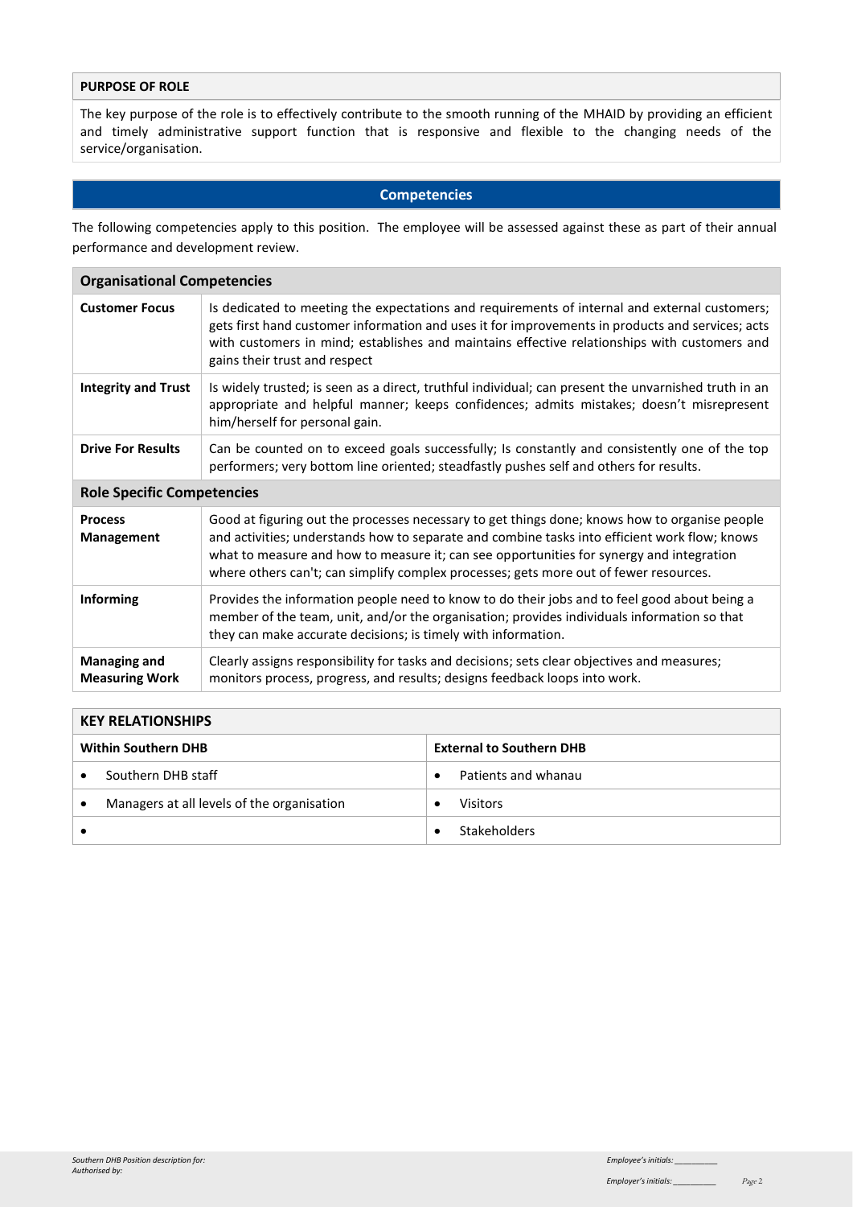| **PURPOSE OF ROLE** |
| --- |
| The key purpose of the role is to effectively contribute to the smooth running of the MHAID by providing an efficient and timely administrative support function that is responsive and flexible to the changing needs of the service/organisation. |

## Competencies

The following competencies apply to this position. The employee will be assessed against these as part of their annual performance and development review.

| **Organisational Competencies** | |
| --- | --- |
| **Customer Focus** | Is dedicated to meeting the expectations and requirements of internal and external customers; gets first hand customer information and uses it for improvements in products and services; acts with customers in mind; establishes and maintains effective relationships with customers and gains their trust and respect |
| **Integrity and Trust** | Is widely trusted; is seen as a direct, truthful individual; can present the unvarnished truth in an appropriate and helpful manner; keeps confidences; admits mistakes; doesn't misrepresent him/herself for personal gain. |
| **Drive For Results** | Can be counted on to exceed goals successfully; Is constantly and consistently one of the top performers; very bottom line oriented; steadfastly pushes self and others for results. |
| **Role Specific Competencies** | |
| **Process Management** | Good at figuring out the processes necessary to get things done; knows how to organise people and activities; understands how to separate and combine tasks into efficient work flow; knows what to measure and how to measure it; can see opportunities for synergy and integration where others can't; can simplify complex processes; gets more out of fewer resources. |
| **Informing** | Provides the information people need to know to do their jobs and to feel good about being a member of the team, unit, and/or the organisation; provides individuals information so that they can make accurate decisions; is timely with information. |
| **Managing and Measuring Work** | Clearly assigns responsibility for tasks and decisions; sets clear objectives and measures; monitors process, progress, and results; designs feedback loops into work. |

| **KEY RELATIONSHIPS** | |
| --- | --- |
| **Within Southern DHB** | **External to Southern DHB** |
| • Southern DHB staff | • Patients and whanau |
| • Managers at all levels of the organisation | • Visitors |
| • | • Stakeholders |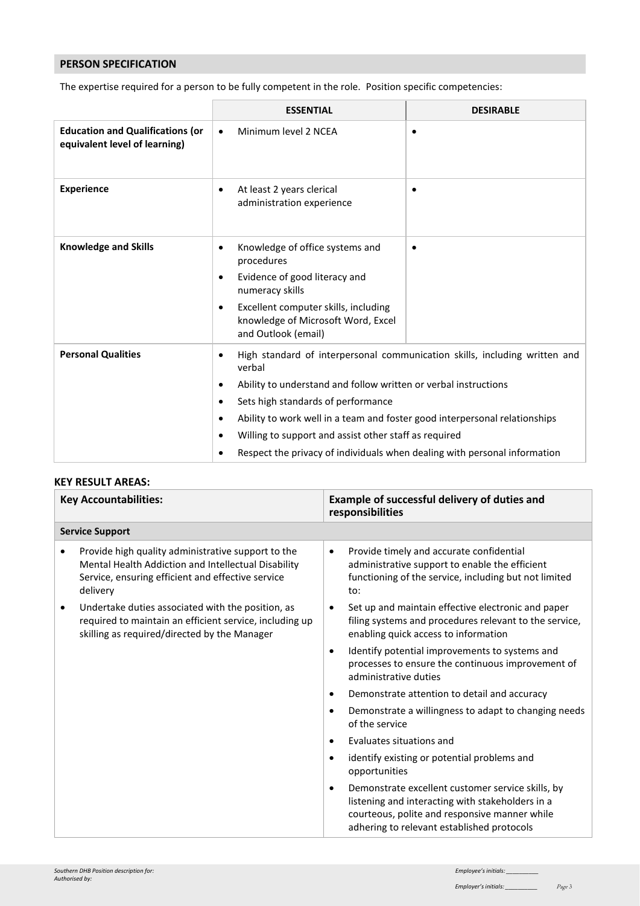## PERSON SPECIFICATION

The expertise required for a person to be fully competent in the role. Position specific competencies:

| | ESSENTIAL | DESIRABLE |
|---|---|---|
| **Education and Qualifications (or equivalent level of learning)** | • Minimum level 2 NCEA | • |
| **Experience** | • At least 2 years clerical administration experience | • |
| **Knowledge and Skills** | • Knowledge of office systems and procedures<br>• Evidence of good literacy and numeracy skills<br>• Excellent computer skills, including knowledge of Microsoft Word, Excel and Outlook (email) | • |
| **Personal Qualities** | • High standard of interpersonal communication skills, including written and verbal<br>• Ability to understand and follow written or verbal instructions<br>• Sets high standards of performance<br>• Ability to work well in a team and foster good interpersonal relationships<br>• Willing to support and assist other staff as required<br>• Respect the privacy of individuals when dealing with personal information | |

### KEY RESULT AREAS:

| Key Accountabilities: | Example of successful delivery of duties and responsibilities |
|---|---|
| **Service Support** | |
| • Provide high quality administrative support to the Mental Health Addiction and Intellectual Disability Service, ensuring efficient and effective service delivery<br>• Undertake duties associated with the position, as required to maintain an efficient service, including up skilling as required/directed by the Manager | • Provide timely and accurate confidential administrative support to enable the efficient functioning of the service, including but not limited to:<br>• Set up and maintain effective electronic and paper filing systems and procedures relevant to the service, enabling quick access to information<br>• Identify potential improvements to systems and processes to ensure the continuous improvement of administrative duties<br>• Demonstrate attention to detail and accuracy<br>• Demonstrate a willingness to adapt to changing needs of the service<br>• Evaluates situations and<br>• identify existing or potential problems and opportunities<br>• Demonstrate excellent customer service skills, by listening and interacting with stakeholders in a courteous, polite and responsive manner while adhering to relevant established protocols |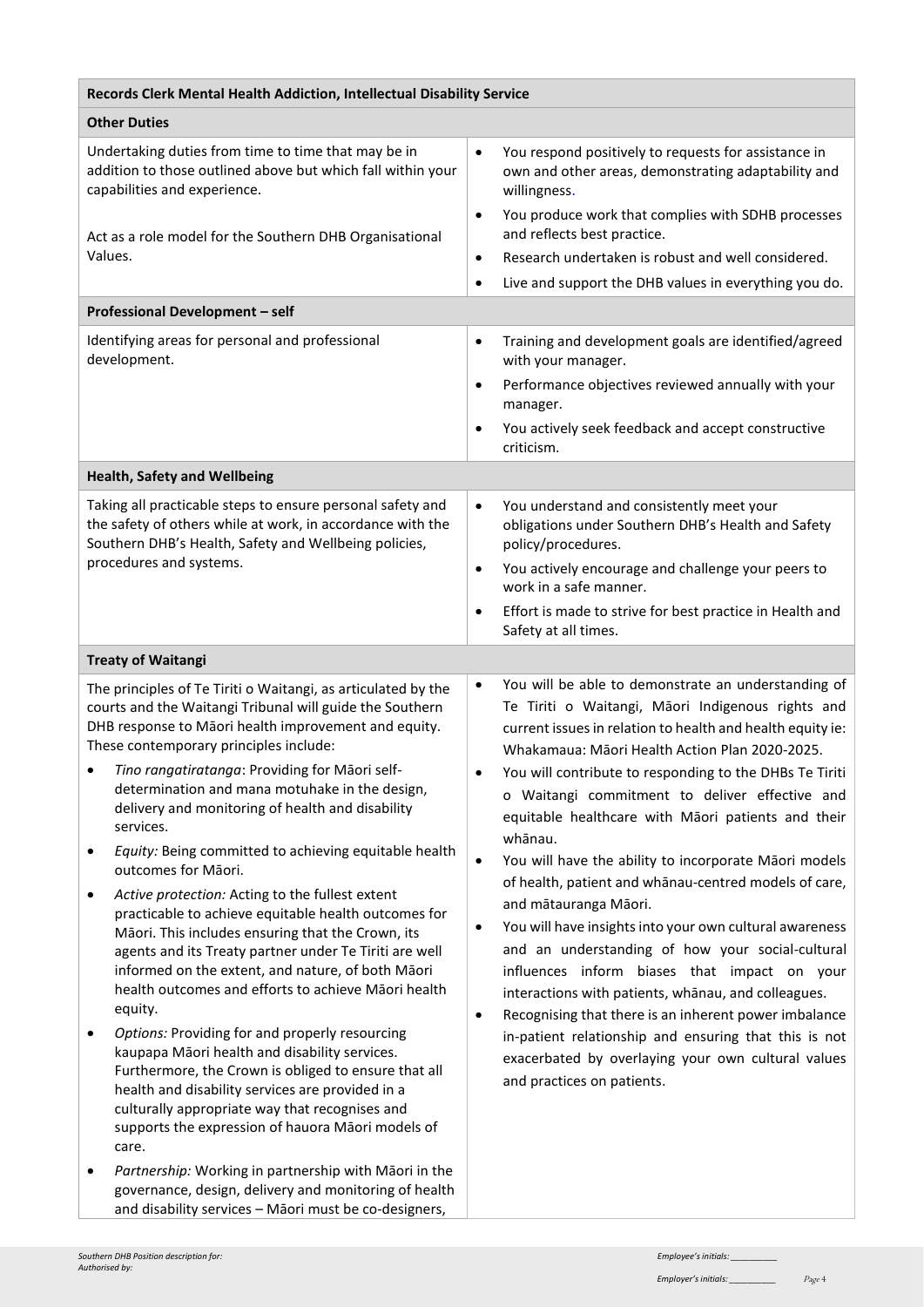| Records Clerk Mental Health Addiction, Intellectual Disability Service | |
|---|---|
| **Other Duties** | |
| Undertaking duties from time to time that may be in addition to those outlined above but which fall within your capabilities and experience.<br><br>Act as a role model for the Southern DHB Organisational Values. | • You respond positively to requests for assistance in own and other areas, demonstrating adaptability and willingness.<br>• You produce work that complies with SDHB processes and reflects best practice.<br>• Research undertaken is robust and well considered.<br>• Live and support the DHB values in everything you do. |
| **Professional Development – self** | |
| Identifying areas for personal and professional development. | • Training and development goals are identified/agreed with your manager.<br>• Performance objectives reviewed annually with your manager.<br>• You actively seek feedback and accept constructive criticism. |
| **Health, Safety and Wellbeing** | |
| Taking all practicable steps to ensure personal safety and the safety of others while at work, in accordance with the Southern DHB's Health, Safety and Wellbeing policies, procedures and systems. | • You understand and consistently meet your obligations under Southern DHB's Health and Safety policy/procedures.<br>• You actively encourage and challenge your peers to work in a safe manner.<br>• Effort is made to strive for best practice in Health and Safety at all times. |
| **Treaty of Waitangi** | |
| The principles of Te Tiriti o Waitangi, as articulated by the courts and the Waitangi Tribunal will guide the Southern DHB response to Māori health improvement and equity. These contemporary principles include:<br>• *Tino rangatiratanga*: Providing for Māori self-determination and mana motuhake in the design, delivery and monitoring of health and disability services.<br>• *Equity:* Being committed to achieving equitable health outcomes for Māori.<br>• *Active protection:* Acting to the fullest extent practicable to achieve equitable health outcomes for Māori. This includes ensuring that the Crown, its agents and its Treaty partner under Te Tiriti are well informed on the extent, and nature, of both Māori health outcomes and efforts to achieve Māori health equity.<br>• *Options:* Providing for and properly resourcing kaupapa Māori health and disability services. Furthermore, the Crown is obliged to ensure that all health and disability services are provided in a culturally appropriate way that recognises and supports the expression of hauora Māori models of care.<br>• *Partnership:* Working in partnership with Māori in the governance, design, delivery and monitoring of health and disability services – Māori must be co-designers, | • You will be able to demonstrate an understanding of Te Tiriti o Waitangi, Māori Indigenous rights and current issues in relation to health and health equity ie: Whakamaua: Māori Health Action Plan 2020-2025.<br>• You will contribute to responding to the DHBs Te Tiriti o Waitangi commitment to deliver effective and equitable healthcare with Māori patients and their whānau.<br>• You will have the ability to incorporate Māori models of health, patient and whānau-centred models of care, and mātauranga Māori.<br>• You will have insights into your own cultural awareness and an understanding of how your social-cultural influences inform biases that impact on your interactions with patients, whānau, and colleagues.<br>• Recognising that there is an inherent power imbalance in-patient relationship and ensuring that this is not exacerbated by overlaying your own cultural values and practices on patients. |

*Southern DHB Position description for:*
*Authorised by:*

*Employee's initials: \_\_\_\_\_\_\_\_\_*

*Employer's initials: \_\_\_\_\_\_\_\_\_*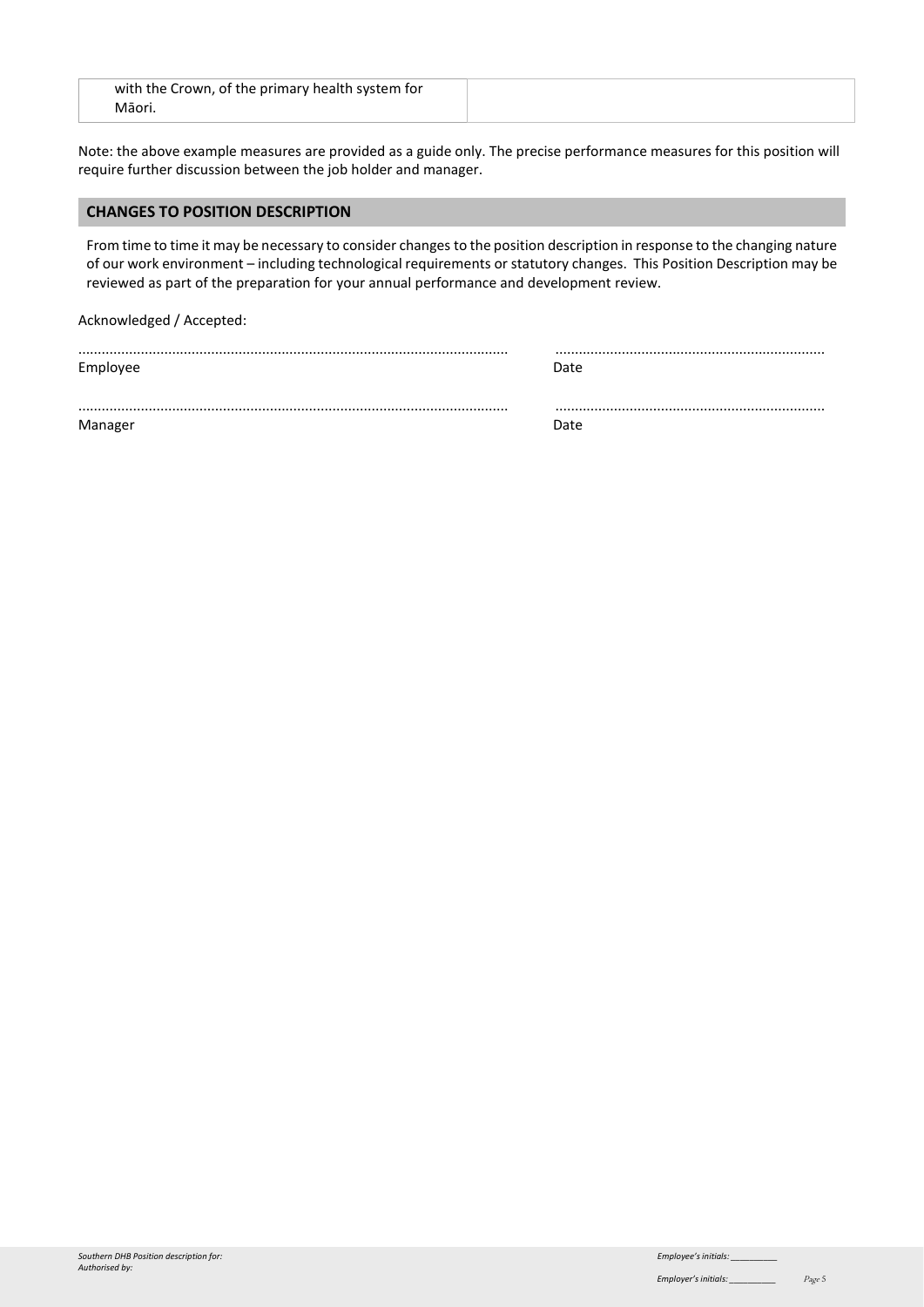| | |
|---|---|
| with the Crown, of the primary health system for Māori. | |

Note: the above example measures are provided as a guide only. The precise performance measures for this position will require further discussion between the job holder and manager.

## CHANGES TO POSITION DESCRIPTION

From time to time it may be necessary to consider changes to the position description in response to the changing nature of our work environment – including technological requirements or statutory changes. This Position Description may be reviewed as part of the preparation for your annual performance and development review.

Acknowledged / Accepted:

............................................................................................................ ....................................................................
Employee Date

............................................................................................................ ....................................................................
Manager Date